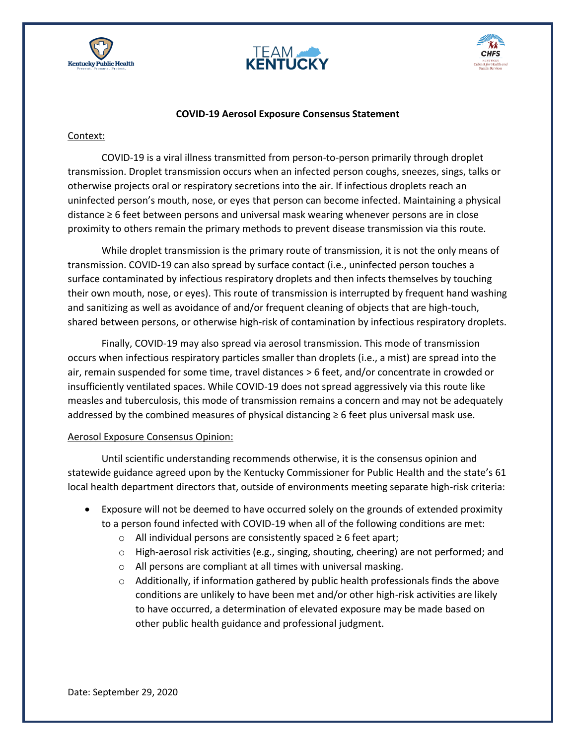**COVID-19 Aerosol Exposure Consensus Statement**

Context:

COVID-19 is a viral illness transmitted from person-to-person primarily through droplet transmission. Droplet transmission occurs when an infected person coughs, sneezes, sings, talks or otherwise projects oral or respiratory secretions into the air. If infectious droplets reach an uninfected person's mouth, nose, or eyes that person can become infected. Maintaining a physical distance ≥ 6 feet between persons and universal mask wearing whenever persons are in close proximity to others remain the primary methods to prevent disease transmission via this route.

While droplet transmission is the primary route of transmission, it is not the only means of transmission. COVID-19 can also spread by surface contact (i.e., uninfected person touches a surface contaminated by infectious respiratory droplets and then infects themselves by touching their own mouth, nose, or eyes). This route of transmission is interrupted by frequent hand washing and sanitizing as well as avoidance of and/or frequent cleaning of objects that are high-touch, shared between persons, or otherwise high-risk of contamination by infectious respiratory droplets.

Finally, COVID-19 may also spread via aerosol transmission. This mode of transmission occurs when infectious respiratory particles smaller than droplets (i.e., a mist) are spread into the air, remain suspended for some time, travel distances > 6 feet, and/or concentrate in crowded or insufficiently ventilated spaces. While COVID-19 does not spread aggressively via this route like measles and tuberculosis, this mode of transmission remains a concern and may not be adequately addressed by the combined measures of physical distancing ≥ 6 feet plus universal mask use.

Aerosol Exposure Consensus Opinion:

Until scientific understanding recommends otherwise, it is the consensus opinion and statewide guidance agreed upon by the Kentucky Commissioner for Public Health and the state's 61 local health department directors that, outside of environments meeting separate high-risk criteria:

- Exposure will not be deemed to have occurred solely on the grounds of extended proximity to a person found infected with COVID-19 when all of the following conditions are met:
  - All individual persons are consistently spaced ≥ 6 feet apart;
  - High-aerosol risk activities (e.g., singing, shouting, cheering) are not performed; and
  - All persons are compliant at all times with universal masking.
  - Additionally, if information gathered by public health professionals finds the above conditions are unlikely to have been met and/or other high-risk activities are likely to have occurred, a determination of elevated exposure may be made based on other public health guidance and professional judgment.

Date: September 29, 2020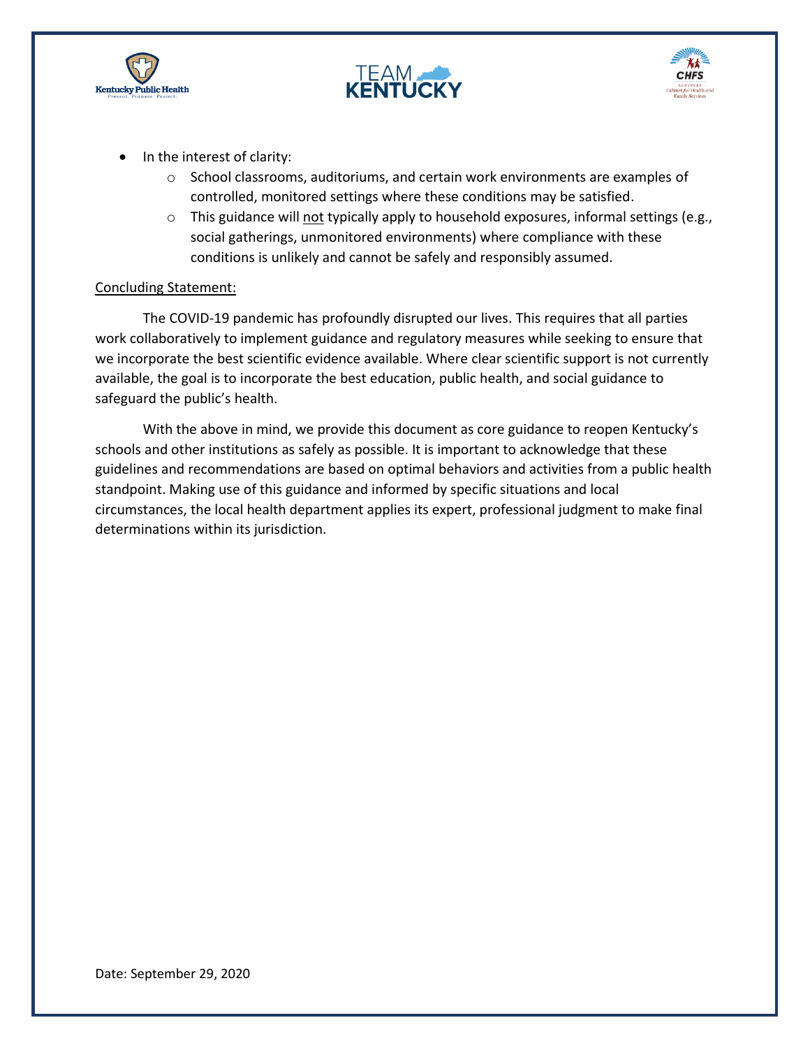- In the interest of clarity:
    - School classrooms, auditoriums, and certain work environments are examples of controlled, monitored settings where these conditions may be satisfied.
    - This guidance will not typically apply to household exposures, informal settings (e.g., social gatherings, unmonitored environments) where compliance with these conditions is unlikely and cannot be safely and responsibly assumed.

Concluding Statement:

The COVID-19 pandemic has profoundly disrupted our lives. This requires that all parties work collaboratively to implement guidance and regulatory measures while seeking to ensure that we incorporate the best scientific evidence available. Where clear scientific support is not currently available, the goal is to incorporate the best education, public health, and social guidance to safeguard the public's health.

With the above in mind, we provide this document as core guidance to reopen Kentucky's schools and other institutions as safely as possible. It is important to acknowledge that these guidelines and recommendations are based on optimal behaviors and activities from a public health standpoint. Making use of this guidance and informed by specific situations and local circumstances, the local health department applies its expert, professional judgment to make final determinations within its jurisdiction.

Date: September 29, 2020